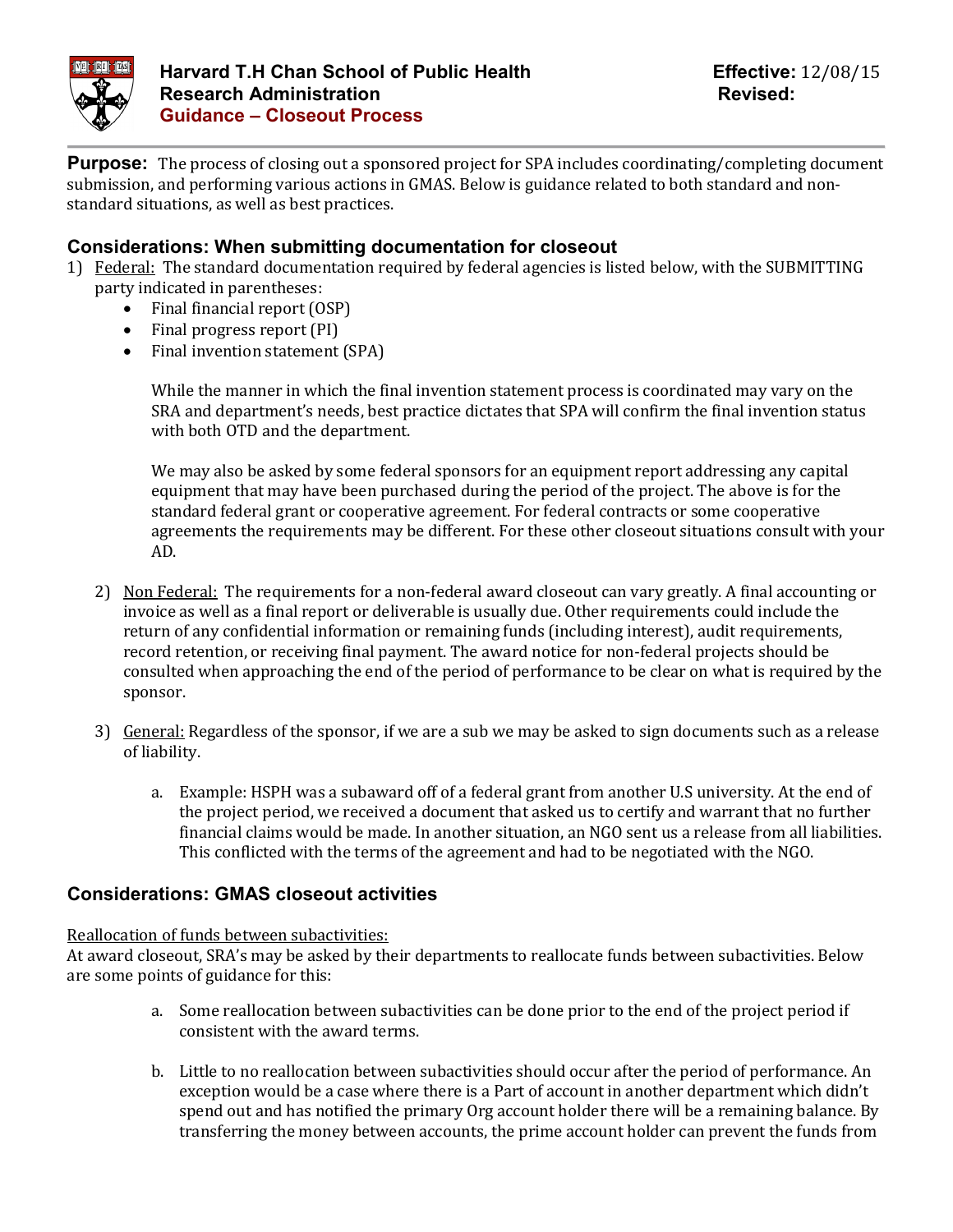# Harvard T.H Chan School of Public Health
## Research Administration
## Guidance – Closeout Process

**Effective:** 12/08/15
**Revised:**

**Purpose:** The process of closing out a sponsored project for SPA includes coordinating/completing document submission, and performing various actions in GMAS. Below is guidance related to both standard and non-standard situations, as well as best practices.

## Considerations: When submitting documentation for closeout

1) Federal: The standard documentation required by federal agencies is listed below, with the SUBMITTING party indicated in parentheses:
   - Final financial report (OSP)
   - Final progress report (PI)
   - Final invention statement (SPA)

   While the manner in which the final invention statement process is coordinated may vary on the SRA and department's needs, best practice dictates that SPA will confirm the final invention status with both OTD and the department.

   We may also be asked by some federal sponsors for an equipment report addressing any capital equipment that may have been purchased during the period of the project. The above is for the standard federal grant or cooperative agreement. For federal contracts or some cooperative agreements the requirements may be different. For these other closeout situations consult with your AD.

2) Non Federal: The requirements for a non-federal award closeout can vary greatly. A final accounting or invoice as well as a final report or deliverable is usually due. Other requirements could include the return of any confidential information or remaining funds (including interest), audit requirements, record retention, or receiving final payment. The award notice for non-federal projects should be consulted when approaching the end of the period of performance to be clear on what is required by the sponsor.

3) General: Regardless of the sponsor, if we are a sub we may be asked to sign documents such as a release of liability.

   a. Example: HSPH was a subaward off of a federal grant from another U.S university. At the end of the project period, we received a document that asked us to certify and warrant that no further financial claims would be made. In another situation, an NGO sent us a release from all liabilities. This conflicted with the terms of the agreement and had to be negotiated with the NGO.

## Considerations: GMAS closeout activities

Reallocation of funds between subactivities:
At award closeout, SRA's may be asked by their departments to reallocate funds between subactivities. Below are some points of guidance for this:

a. Some reallocation between subactivities can be done prior to the end of the project period if consistent with the award terms.

b. Little to no reallocation between subactivities should occur after the period of performance. An exception would be a case where there is a Part of account in another department which didn't spend out and has notified the primary Org account holder there will be a remaining balance. By transferring the money between accounts, the prime account holder can prevent the funds from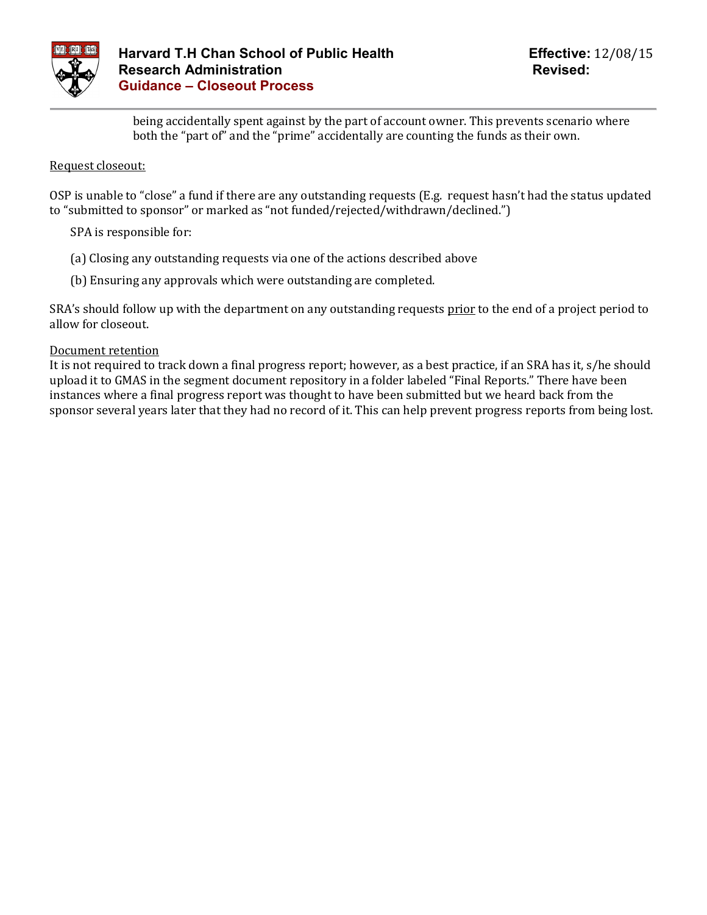being accidentally spent against by the part of account owner. This prevents scenario where both the "part of" and the "prime" accidentally are counting the funds as their own.

Request closeout:

OSP is unable to "close" a fund if there are any outstanding requests (E.g. request hasn't had the status updated to "submitted to sponsor" or marked as "not funded/rejected/withdrawn/declined.")

SPA is responsible for:

(a) Closing any outstanding requests via one of the actions described above

(b) Ensuring any approvals which were outstanding are completed.

SRA's should follow up with the department on any outstanding requests prior to the end of a project period to allow for closeout.

Document retention

It is not required to track down a final progress report; however, as a best practice, if an SRA has it, s/he should upload it to GMAS in the segment document repository in a folder labeled "Final Reports." There have been instances where a final progress report was thought to have been submitted but we heard back from the sponsor several years later that they had no record of it. This can help prevent progress reports from being lost.